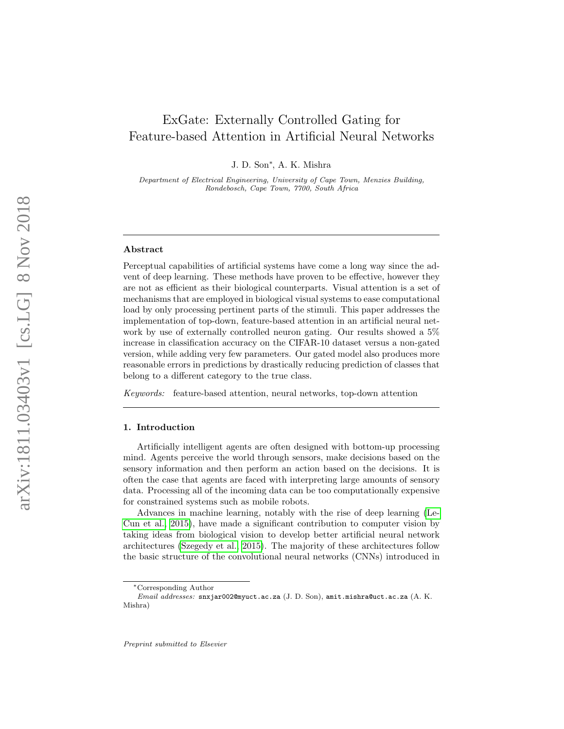# ExGate: Externally Controlled Gating for Feature-based Attention in Artificial Neural Networks

J. D. Son*, A. K. Mishra

*Department of Electrical Engineering, University of Cape Town, Menzies Building, Rondebosch, Cape Town, 7700, South Africa*

---

## Abstract

Perceptual capabilities of artificial systems have come a long way since the advent of deep learning. These methods have proven to be effective, however they are not as efficient as their biological counterparts. Visual attention is a set of mechanisms that are employed in biological visual systems to ease computational load by only processing pertinent parts of the stimuli. This paper addresses the implementation of top-down, feature-based attention in an artificial neural network by use of externally controlled neuron gating. Our results showed a 5% increase in classification accuracy on the CIFAR-10 dataset versus a non-gated version, while adding very few parameters. Our gated model also produces more reasonable errors in predictions by drastically reducing prediction of classes that belong to a different category to the true class.

*Keywords:* feature-based attention, neural networks, top-down attention

---

## 1. Introduction

Artificially intelligent agents are often designed with bottom-up processing mind. Agents perceive the world through sensors, make decisions based on the sensory information and then perform an action based on the decisions. It is often the case that agents are faced with interpreting large amounts of sensory data. Processing all of the incoming data can be too computationally expensive for constrained systems such as mobile robots.

Advances in machine learning, notably with the rise of deep learning (LeCun et al., 2015), have made a significant contribution to computer vision by taking ideas from biological vision to develop better artificial neural network architectures (Szegedy et al., 2015). The majority of these architectures follow the basic structure of the convolutional neural networks (CNNs) introduced in

*Corresponding Author

*Email addresses:* snxjar002@myuct.ac.za (J. D. Son), amit.mishra@uct.ac.za (A. K. Mishra)

*Preprint submitted to Elsevier*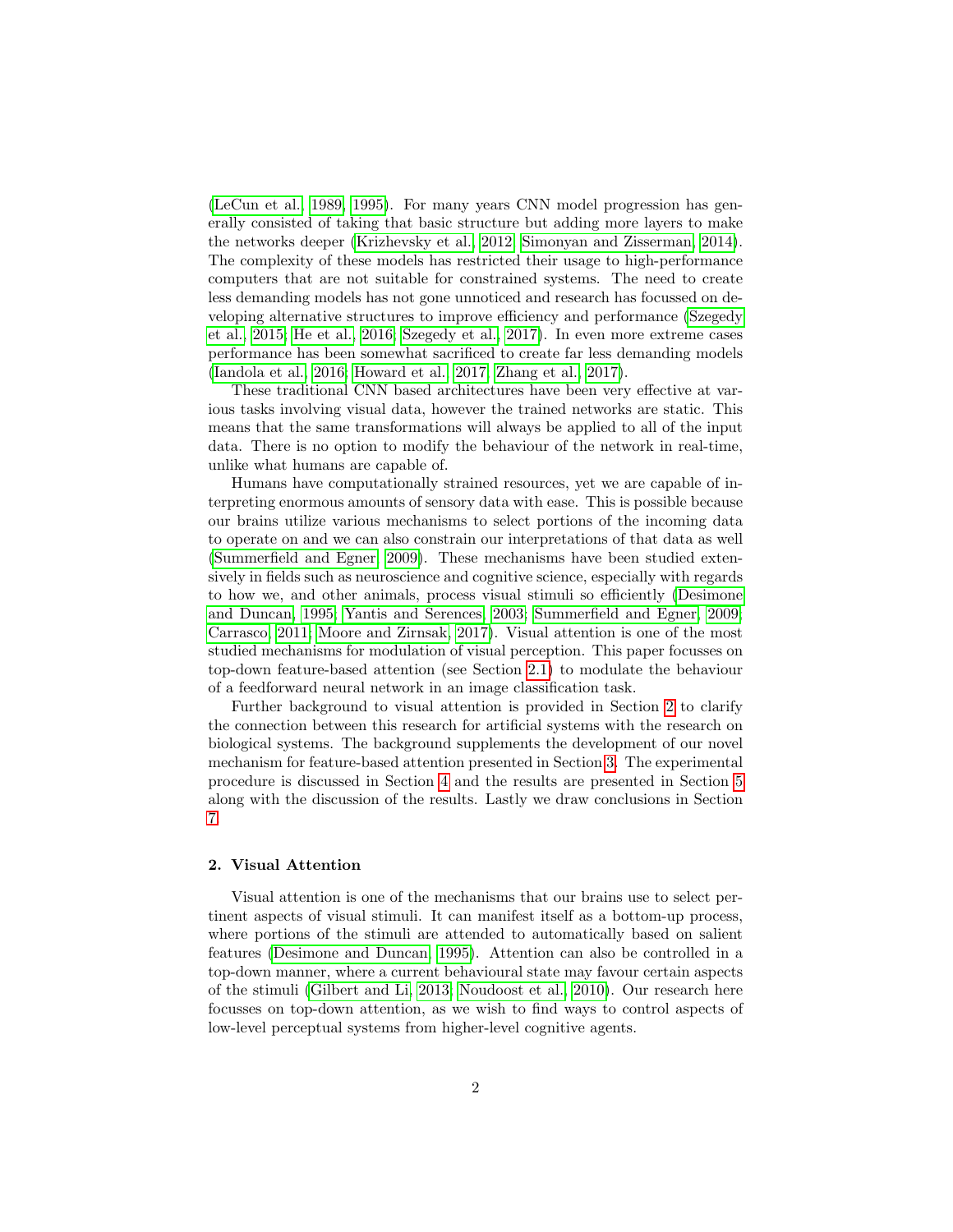(LeCun et al., 1989, 1995). For many years CNN model progression has generally consisted of taking that basic structure but adding more layers to make the networks deeper (Krizhevsky et al., 2012; Simonyan and Zisserman, 2014). The complexity of these models has restricted their usage to high-performance computers that are not suitable for constrained systems. The need to create less demanding models has not gone unnoticed and research has focussed on developing alternative structures to improve efficiency and performance (Szegedy et al., 2015; He et al., 2016; Szegedy et al., 2017). In even more extreme cases performance has been somewhat sacrificed to create far less demanding models (Iandola et al., 2016; Howard et al., 2017; Zhang et al., 2017).

These traditional CNN based architectures have been very effective at various tasks involving visual data, however the trained networks are static. This means that the same transformations will always be applied to all of the input data. There is no option to modify the behaviour of the network in real-time, unlike what humans are capable of.

Humans have computationally strained resources, yet we are capable of interpreting enormous amounts of sensory data with ease. This is possible because our brains utilize various mechanisms to select portions of the incoming data to operate on and we can also constrain our interpretations of that data as well (Summerfield and Egner, 2009). These mechanisms have been studied extensively in fields such as neuroscience and cognitive science, especially with regards to how we, and other animals, process visual stimuli so efficiently (Desimone and Duncan, 1995; Yantis and Serences, 2003; Summerfield and Egner, 2009; Carrasco, 2011; Moore and Zirnsak, 2017). Visual attention is one of the most studied mechanisms for modulation of visual perception. This paper focusses on top-down feature-based attention (see Section 2.1) to modulate the behaviour of a feedforward neural network in an image classification task.

Further background to visual attention is provided in Section 2 to clarify the connection between this research for artificial systems with the research on biological systems. The background supplements the development of our novel mechanism for feature-based attention presented in Section 3. The experimental procedure is discussed in Section 4 and the results are presented in Section 5 along with the discussion of the results. Lastly we draw conclusions in Section 7.

## 2. Visual Attention

Visual attention is one of the mechanisms that our brains use to select pertinent aspects of visual stimuli. It can manifest itself as a bottom-up process, where portions of the stimuli are attended to automatically based on salient features (Desimone and Duncan, 1995). Attention can also be controlled in a top-down manner, where a current behavioural state may favour certain aspects of the stimuli (Gilbert and Li, 2013; Noudoost et al., 2010). Our research here focusses on top-down attention, as we wish to find ways to control aspects of low-level perceptual systems from higher-level cognitive agents.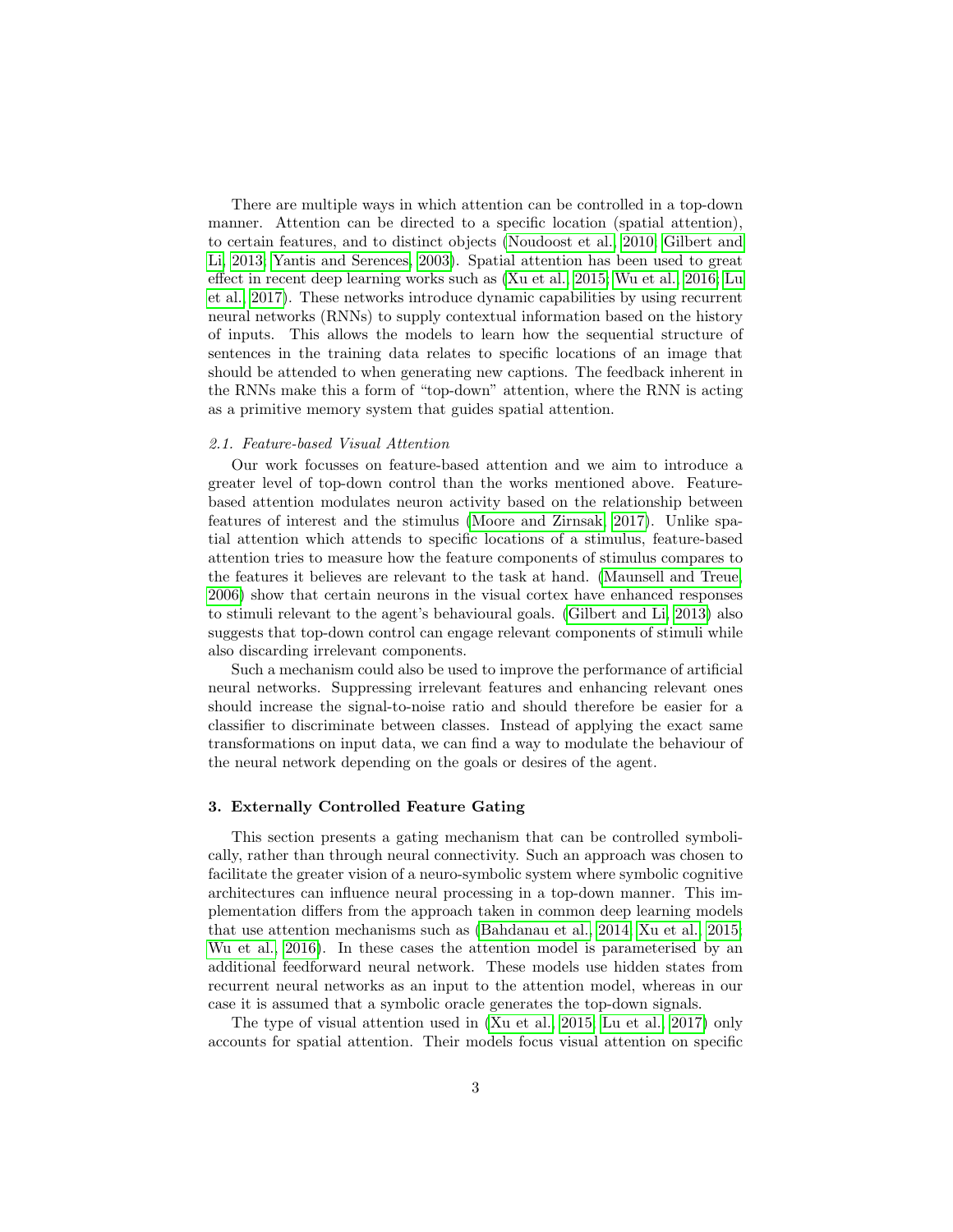There are multiple ways in which attention can be controlled in a top-down manner. Attention can be directed to a specific location (spatial attention), to certain features, and to distinct objects (Noudoost et al., 2010; Gilbert and Li, 2013; Yantis and Serences, 2003). Spatial attention has been used to great effect in recent deep learning works such as (Xu et al., 2015; Wu et al., 2016; Lu et al., 2017). These networks introduce dynamic capabilities by using recurrent neural networks (RNNs) to supply contextual information based on the history of inputs. This allows the models to learn how the sequential structure of sentences in the training data relates to specific locations of an image that should be attended to when generating new captions. The feedback inherent in the RNNs make this a form of "top-down" attention, where the RNN is acting as a primitive memory system that guides spatial attention.

### *2.1. Feature-based Visual Attention*

Our work focusses on feature-based attention and we aim to introduce a greater level of top-down control than the works mentioned above. Feature-based attention modulates neuron activity based on the relationship between features of interest and the stimulus (Moore and Zirnsak, 2017). Unlike spatial attention which attends to specific locations of a stimulus, feature-based attention tries to measure how the feature components of stimulus compares to the features it believes are relevant to the task at hand. (Maunsell and Treue, 2006) show that certain neurons in the visual cortex have enhanced responses to stimuli relevant to the agent's behavioural goals. (Gilbert and Li, 2013) also suggests that top-down control can engage relevant components of stimuli while also discarding irrelevant components.

Such a mechanism could also be used to improve the performance of artificial neural networks. Suppressing irrelevant features and enhancing relevant ones should increase the signal-to-noise ratio and should therefore be easier for a classifier to discriminate between classes. Instead of applying the exact same transformations on input data, we can find a way to modulate the behaviour of the neural network depending on the goals or desires of the agent.

## 3. Externally Controlled Feature Gating

This section presents a gating mechanism that can be controlled symbolically, rather than through neural connectivity. Such an approach was chosen to facilitate the greater vision of a neuro-symbolic system where symbolic cognitive architectures can influence neural processing in a top-down manner. This implementation differs from the approach taken in common deep learning models that use attention mechanisms such as (Bahdanau et al., 2014; Xu et al., 2015; Wu et al., 2016). In these cases the attention model is parameterised by an additional feedforward neural network. These models use hidden states from recurrent neural networks as an input to the attention model, whereas in our case it is assumed that a symbolic oracle generates the top-down signals.

The type of visual attention used in (Xu et al., 2015; Lu et al., 2017) only accounts for spatial attention. Their models focus visual attention on specific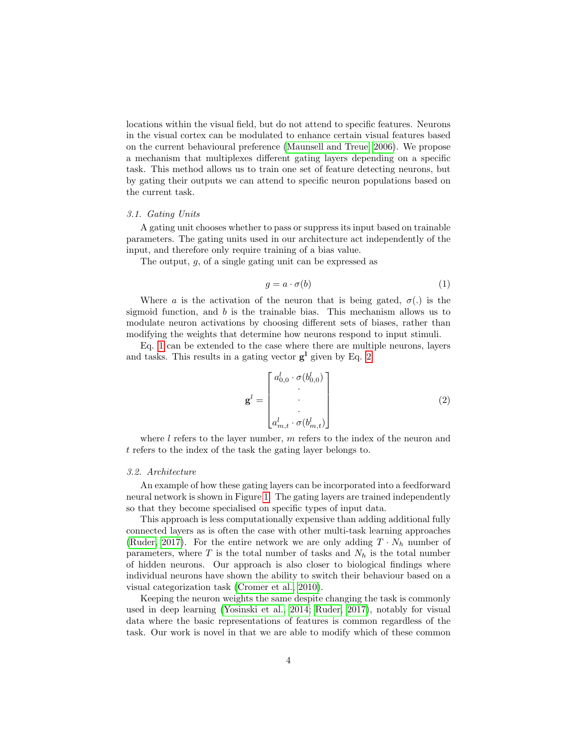locations within the visual field, but do not attend to specific features. Neurons in the visual cortex can be modulated to enhance certain visual features based on the current behavioural preference (Maunsell and Treue, 2006). We propose a mechanism that multiplexes different gating layers depending on a specific task. This method allows us to train one set of feature detecting neurons, but by gating their outputs we can attend to specific neuron populations based on the current task.

### *3.1. Gating Units*

A gating unit chooses whether to pass or suppress its input based on trainable parameters. The gating units used in our architecture act independently of the input, and therefore only require training of a bias value.

The output, $g$, of a single gating unit can be expressed as

$$g = a \cdot \sigma(b) \tag{1}$$

Where $a$ is the activation of the neuron that is being gated, $\sigma(.)$ is the sigmoid function, and $b$ is the trainable bias. This mechanism allows us to modulate neuron activations by choosing different sets of biases, rather than modifying the weights that determine how neurons respond to input stimuli.

Eq. 1 can be extended to the case where there are multiple neurons, layers and tasks. This results in a gating vector $\mathbf{g}^{\mathbf{l}}$ given by Eq. 2

$$\mathbf{g}^l = \begin{bmatrix} a^l_{0,0} \cdot \sigma(b^l_{0,0}) \\ \cdot \\ \cdot \\ \cdot \\ a^l_{m,t} \cdot \sigma(b^l_{m,t}) \end{bmatrix} \tag{2}$$

where $l$ refers to the layer number, $m$ refers to the index of the neuron and $t$ refers to the index of the task the gating layer belongs to.

### *3.2. Architecture*

An example of how these gating layers can be incorporated into a feedforward neural network is shown in Figure 1. The gating layers are trained independently so that they become specialised on specific types of input data.

This approach is less computationally expensive than adding additional fully connected layers as is often the case with other multi-task learning approaches (Ruder, 2017). For the entire network we are only adding $T \cdot N_h$ number of parameters, where $T$ is the total number of tasks and $N_h$ is the total number of hidden neurons. Our approach is also closer to biological findings where individual neurons have shown the ability to switch their behaviour based on a visual categorization task (Cromer et al., 2010).

Keeping the neuron weights the same despite changing the task is commonly used in deep learning (Yosinski et al., 2014; Ruder, 2017), notably for visual data where the basic representations of features is common regardless of the task. Our work is novel in that we are able to modify which of these common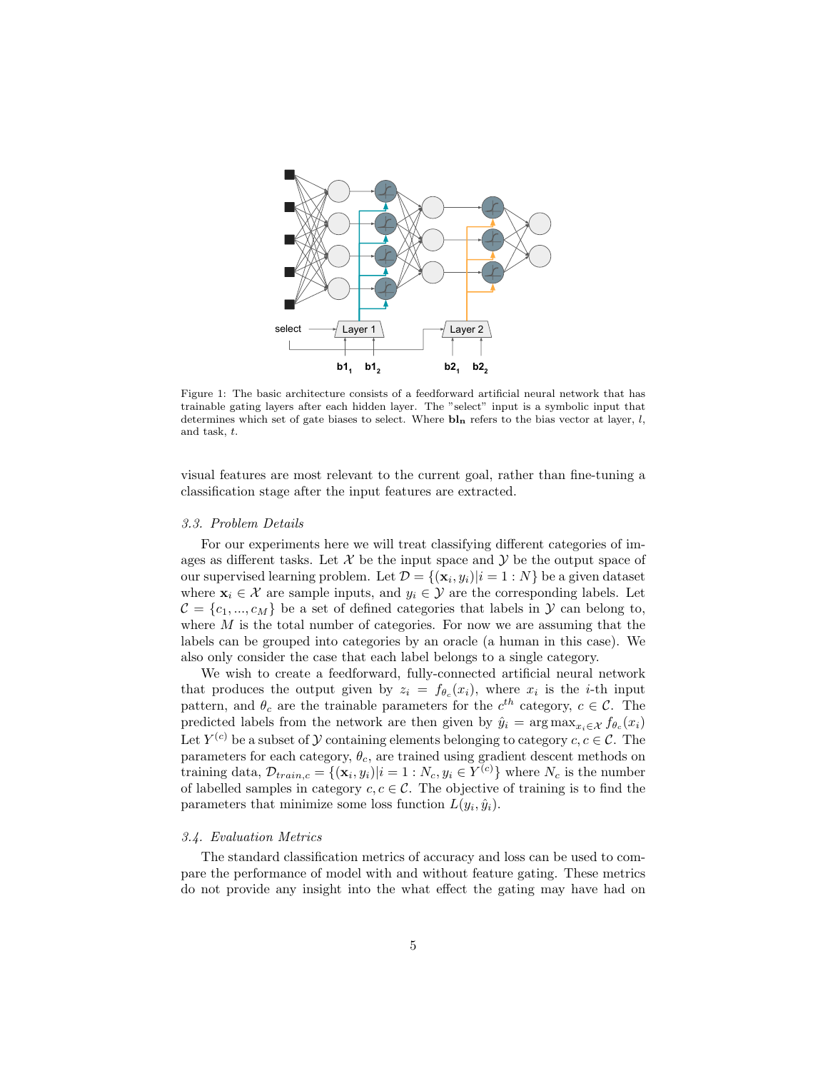Figure 1: The basic architecture consists of a feedforward artificial neural network that has trainable gating layers after each hidden layer. The "select" input is a symbolic input that determines which set of gate biases to select. Where $\mathbf{bl_n}$ refers to the bias vector at layer, $l$, and task, $t$.

visual features are most relevant to the current goal, rather than fine-tuning a classification stage after the input features are extracted.

### 3.3. Problem Details

For our experiments here we will treat classifying different categories of images as different tasks. Let $\mathcal{X}$ be the input space and $\mathcal{Y}$ be the output space of our supervised learning problem. Let $\mathcal{D} = \{(\mathbf{x}_i, y_i)|i = 1 : N\}$ be a given dataset where $\mathbf{x}_i \in \mathcal{X}$ are sample inputs, and $y_i \in \mathcal{Y}$ are the corresponding labels. Let $\mathcal{C} = \{c_1, ..., c_M\}$ be a set of defined categories that labels in $\mathcal{Y}$ can belong to, where $M$ is the total number of categories. For now we are assuming that the labels can be grouped into categories by an oracle (a human in this case). We also only consider the case that each label belongs to a single category.

We wish to create a feedforward, fully-connected artificial neural network that produces the output given by $z_i = f_{\theta_c}(x_i)$, where $x_i$ is the $i$-th input pattern, and $\theta_c$ are the trainable parameters for the $c^{th}$ category, $c \in \mathcal{C}$. The predicted labels from the network are then given by $\hat{y}_i = \arg\max_{x_i \in \mathcal{X}} f_{\theta_c}(x_i)$ Let $Y^{(c)}$ be a subset of $\mathcal{Y}$ containing elements belonging to category $c, c \in \mathcal{C}$. The parameters for each category, $\theta_c$, are trained using gradient descent methods on training data, $\mathcal{D}_{train,c} = \{(\mathbf{x}_i, y_i)|i = 1 : N_c, y_i \in Y^{(c)}\}$ where $N_c$ is the number of labelled samples in category $c, c \in \mathcal{C}$. The objective of training is to find the parameters that minimize some loss function $L(y_i, \hat{y}_i)$.

### 3.4. Evaluation Metrics

The standard classification metrics of accuracy and loss can be used to compare the performance of model with and without feature gating. These metrics do not provide any insight into the what effect the gating may have had on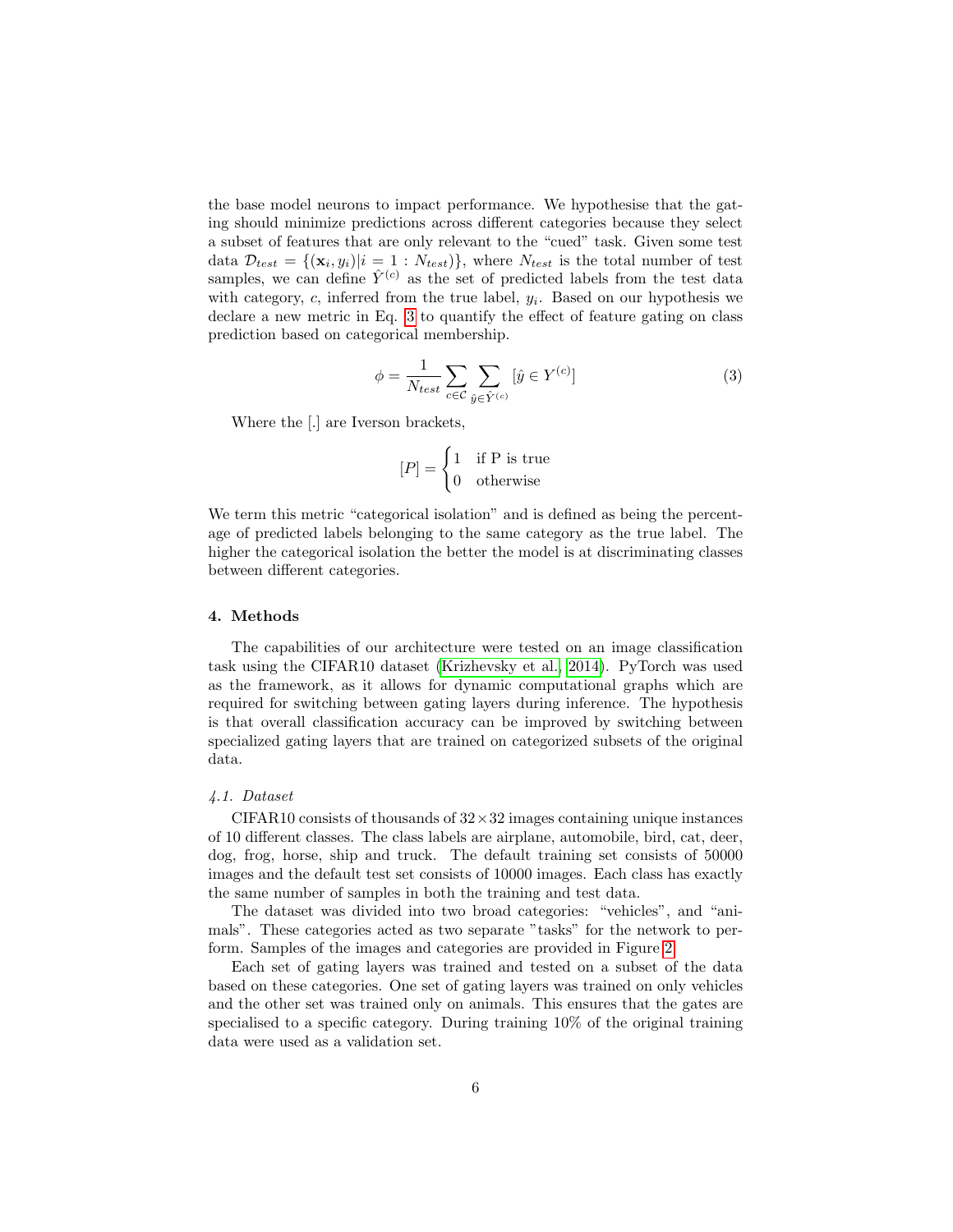the base model neurons to impact performance. We hypothesise that the gating should minimize predictions across different categories because they select a subset of features that are only relevant to the "cued" task. Given some test data $\mathcal{D}_{test} = \{(\mathbf{x}_i, y_i) | i = 1 : N_{test})\}$, where $N_{test}$ is the total number of test samples, we can define $\hat{Y}^{(c)}$ as the set of predicted labels from the test data with category, $c$, inferred from the true label, $y_i$. Based on our hypothesis we declare a new metric in Eq. 3 to quantify the effect of feature gating on class prediction based on categorical membership.

$$\phi = \frac{1}{N_{test}} \sum_{c \in \mathcal{C}} \sum_{\hat{y} \in \hat{Y}^{(c)}} [\hat{y} \in Y^{(c)}] \tag{3}$$

Where the [.] are Iverson brackets,

$$[P] = \begin{cases} 1 & \text{if P is true} \\ 0 & \text{otherwise} \end{cases}$$

We term this metric "categorical isolation" and is defined as being the percentage of predicted labels belonging to the same category as the true label. The higher the categorical isolation the better the model is at discriminating classes between different categories.

## 4. Methods

The capabilities of our architecture were tested on an image classification task using the CIFAR10 dataset (Krizhevsky et al., 2014). PyTorch was used as the framework, as it allows for dynamic computational graphs which are required for switching between gating layers during inference. The hypothesis is that overall classification accuracy can be improved by switching between specialized gating layers that are trained on categorized subsets of the original data.

### *4.1. Dataset*

CIFAR10 consists of thousands of $32 \times 32$ images containing unique instances of 10 different classes. The class labels are airplane, automobile, bird, cat, deer, dog, frog, horse, ship and truck. The default training set consists of 50000 images and the default test set consists of 10000 images. Each class has exactly the same number of samples in both the training and test data.

The dataset was divided into two broad categories: "vehicles", and "animals". These categories acted as two separate "tasks" for the network to perform. Samples of the images and categories are provided in Figure 2.

Each set of gating layers was trained and tested on a subset of the data based on these categories. One set of gating layers was trained on only vehicles and the other set was trained only on animals. This ensures that the gates are specialised to a specific category. During training 10% of the original training data were used as a validation set.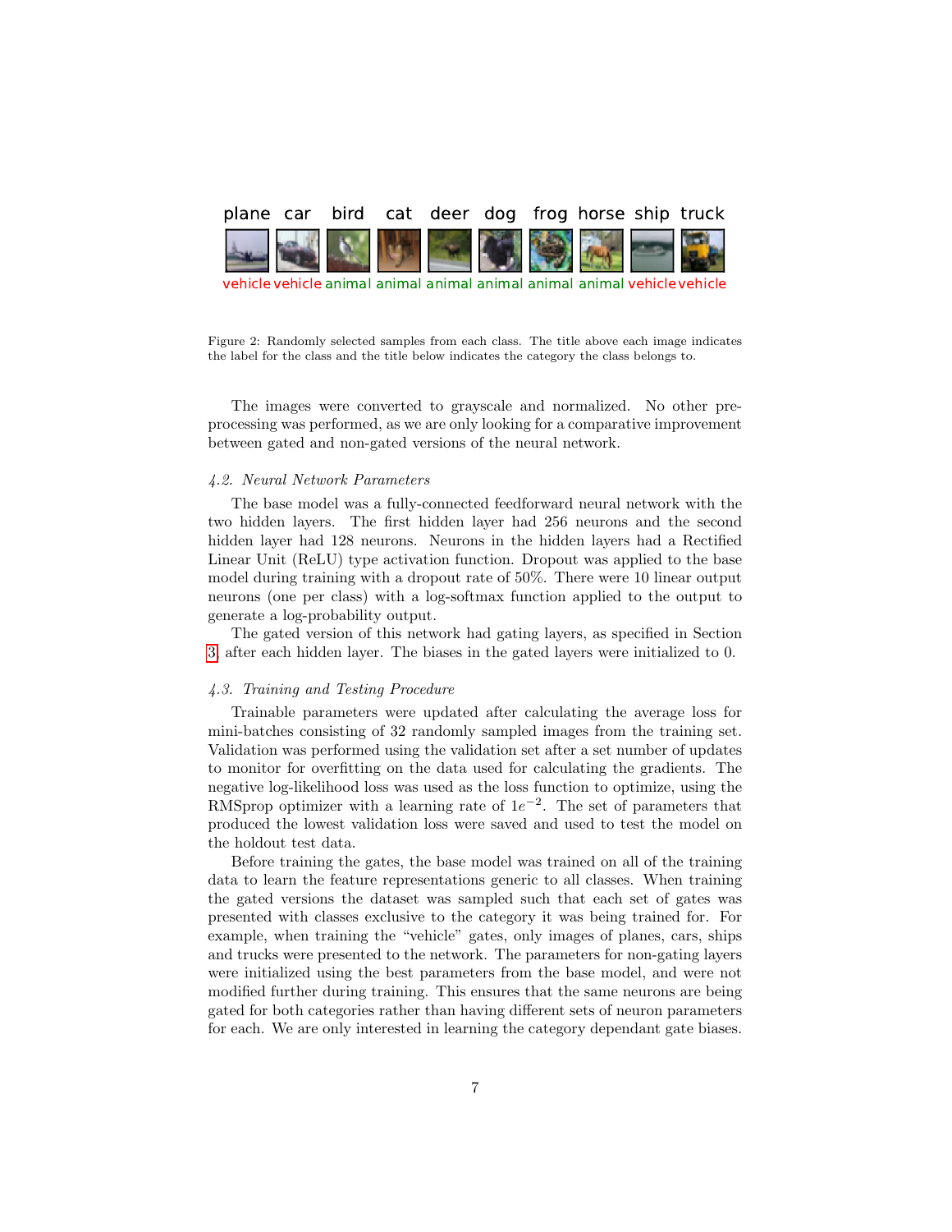Figure 2: Randomly selected samples from each class. The title above each image indicates the label for the class and the title below indicates the category the class belongs to.

The images were converted to grayscale and normalized. No other pre-processing was performed, as we are only looking for a comparative improvement between gated and non-gated versions of the neural network.

### 4.2. Neural Network Parameters

The base model was a fully-connected feedforward neural network with the two hidden layers. The first hidden layer had 256 neurons and the second hidden layer had 128 neurons. Neurons in the hidden layers had a Rectified Linear Unit (ReLU) type activation function. Dropout was applied to the base model during training with a dropout rate of 50%. There were 10 linear output neurons (one per class) with a log-softmax function applied to the output to generate a log-probability output.

The gated version of this network had gating layers, as specified in Section 3, after each hidden layer. The biases in the gated layers were initialized to 0.

### 4.3. Training and Testing Procedure

Trainable parameters were updated after calculating the average loss for mini-batches consisting of 32 randomly sampled images from the training set. Validation was performed using the validation set after a set number of updates to monitor for overfitting on the data used for calculating the gradients. The negative log-likelihood loss was used as the loss function to optimize, using the RMSprop optimizer with a learning rate of $1e^{-2}$. The set of parameters that produced the lowest validation loss were saved and used to test the model on the holdout test data.

Before training the gates, the base model was trained on all of the training data to learn the feature representations generic to all classes. When training the gated versions the dataset was sampled such that each set of gates was presented with classes exclusive to the category it was being trained for. For example, when training the "vehicle" gates, only images of planes, cars, ships and trucks were presented to the network. The parameters for non-gating layers were initialized using the best parameters from the base model, and were not modified further during training. This ensures that the same neurons are being gated for both categories rather than having different sets of neuron parameters for each. We are only interested in learning the category dependant gate biases.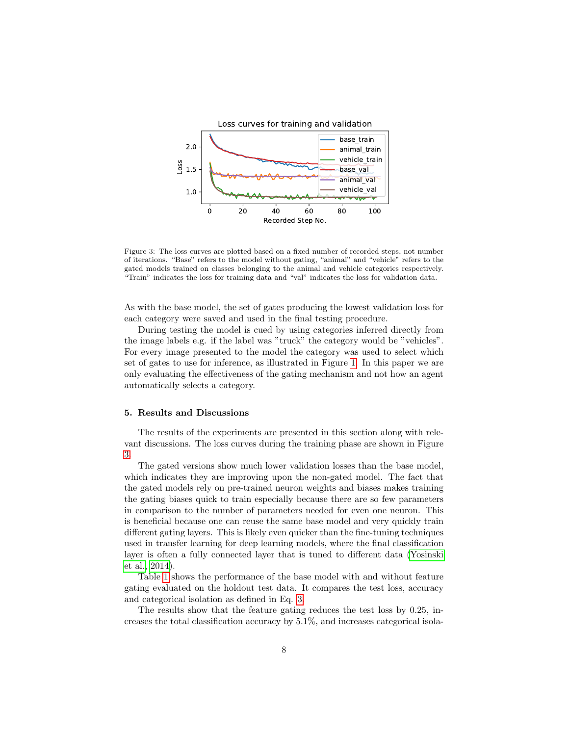Figure 3: The loss curves are plotted based on a fixed number of recorded steps, not number of iterations. "Base" refers to the model without gating, "animal" and "vehicle" refers to the gated models trained on classes belonging to the animal and vehicle categories respectively. "Train" indicates the loss for training data and "val" indicates the loss for validation data.

As with the base model, the set of gates producing the lowest validation loss for each category were saved and used in the final testing procedure.

During testing the model is cued by using categories inferred directly from the image labels e.g. if the label was "truck" the category would be "vehicles". For every image presented to the model the category was used to select which set of gates to use for inference, as illustrated in Figure 1. In this paper we are only evaluating the effectiveness of the gating mechanism and not how an agent automatically selects a category.

## 5. Results and Discussions

The results of the experiments are presented in this section along with relevant discussions. The loss curves during the training phase are shown in Figure 3.

The gated versions show much lower validation losses than the base model, which indicates they are improving upon the non-gated model. The fact that the gated models rely on pre-trained neuron weights and biases makes training the gating biases quick to train especially because there are so few parameters in comparison to the number of parameters needed for even one neuron. This is beneficial because one can reuse the same base model and very quickly train different gating layers. This is likely even quicker than the fine-tuning techniques used in transfer learning for deep learning models, where the final classification layer is often a fully connected layer that is tuned to different data (Yosinski et al., 2014).

Table 1 shows the performance of the base model with and without feature gating evaluated on the holdout test data. It compares the test loss, accuracy and categorical isolation as defined in Eq. 3.

The results show that the feature gating reduces the test loss by 0.25, increases the total classification accuracy by 5.1%, and increases categorical isola-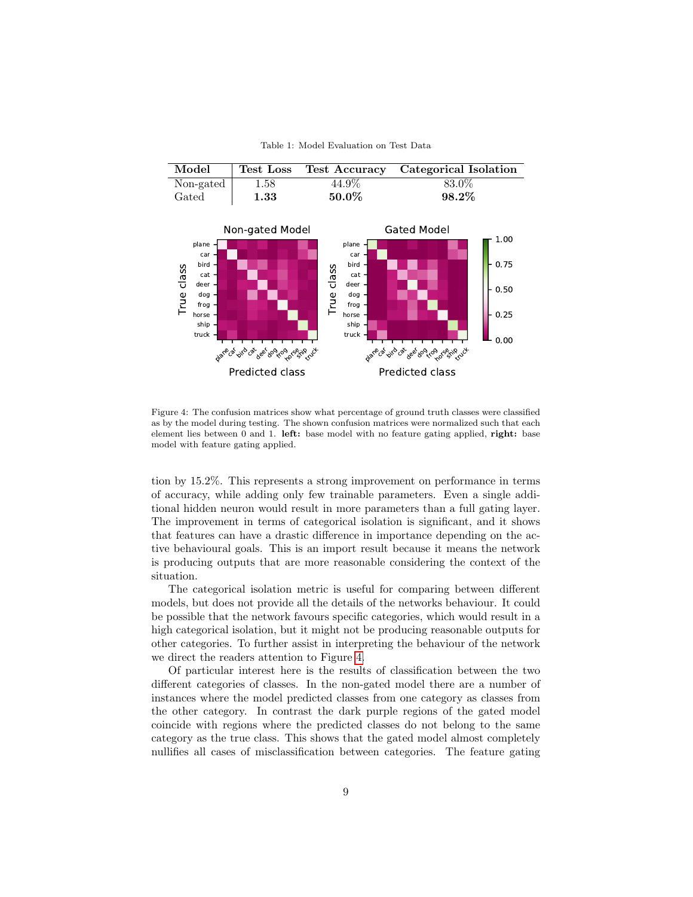Table 1: Model Evaluation on Test Data

| Model | Test Loss | Test Accuracy | Categorical Isolation |
|---|---|---|---|
| Non-gated | 1.58 | 44.9% | 83.0% |
| Gated | **1.33** | **50.0%** | **98.2%** |

Figure 4: The confusion matrices show what percentage of ground truth classes were classified as by the model during testing. The shown confusion matrices were normalized such that each element lies between 0 and 1. **left:** base model with no feature gating applied, **right:** base model with feature gating applied.

tion by 15.2%. This represents a strong improvement on performance in terms of accuracy, while adding only few trainable parameters. Even a single additional hidden neuron would result in more parameters than a full gating layer. The improvement in terms of categorical isolation is significant, and it shows that features can have a drastic difference in importance depending on the active behavioural goals. This is an import result because it means the network is producing outputs that are more reasonable considering the context of the situation.

The categorical isolation metric is useful for comparing between different models, but does not provide all the details of the networks behaviour. It could be possible that the network favours specific categories, which would result in a high categorical isolation, but it might not be producing reasonable outputs for other categories. To further assist in interpreting the behaviour of the network we direct the readers attention to Figure 4.

Of particular interest here is the results of classification between the two different categories of classes. In the non-gated model there are a number of instances where the model predicted classes from one category as classes from the other category. In contrast the dark purple regions of the gated model coincide with regions where the predicted classes do not belong to the same category as the true class. This shows that the gated model almost completely nullifies all cases of misclassification between categories. The feature gating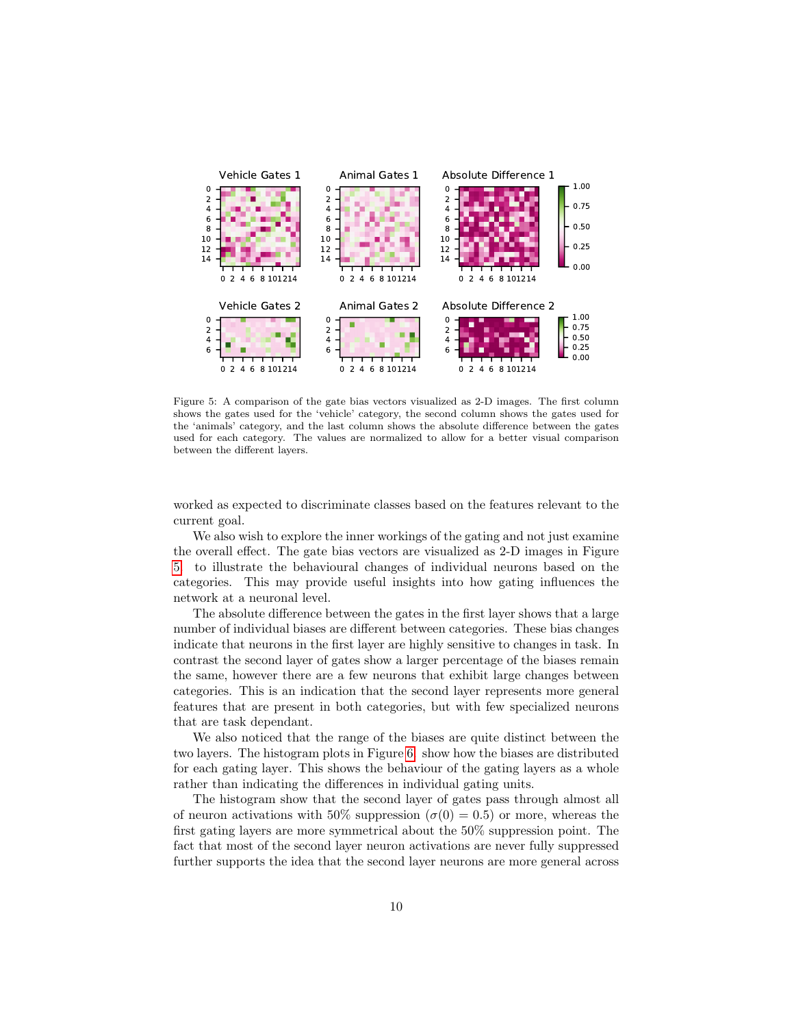Figure 5: A comparison of the gate bias vectors visualized as 2-D images. The first column shows the gates used for the 'vehicle' category, the second column shows the gates used for the 'animals' category, and the last column shows the absolute difference between the gates used for each category. The values are normalized to allow for a better visual comparison between the different layers.

worked as expected to discriminate classes based on the features relevant to the current goal.

We also wish to explore the inner workings of the gating and not just examine the overall effect. The gate bias vectors are visualized as 2-D images in Figure 5 to illustrate the behavioural changes of individual neurons based on the categories. This may provide useful insights into how gating influences the network at a neuronal level.

The absolute difference between the gates in the first layer shows that a large number of individual biases are different between categories. These bias changes indicate that neurons in the first layer are highly sensitive to changes in task. In contrast the second layer of gates show a larger percentage of the biases remain the same, however there are a few neurons that exhibit large changes between categories. This is an indication that the second layer represents more general features that are present in both categories, but with few specialized neurons that are task dependant.

We also noticed that the range of the biases are quite distinct between the two layers. The histogram plots in Figure 6 show how the biases are distributed for each gating layer. This shows the behaviour of the gating layers as a whole rather than indicating the differences in individual gating units.

The histogram show that the second layer of gates pass through almost all of neuron activations with 50% suppression ($\sigma(0) = 0.5$) or more, whereas the first gating layers are more symmetrical about the 50% suppression point. The fact that most of the second layer neuron activations are never fully suppressed further supports the idea that the second layer neurons are more general across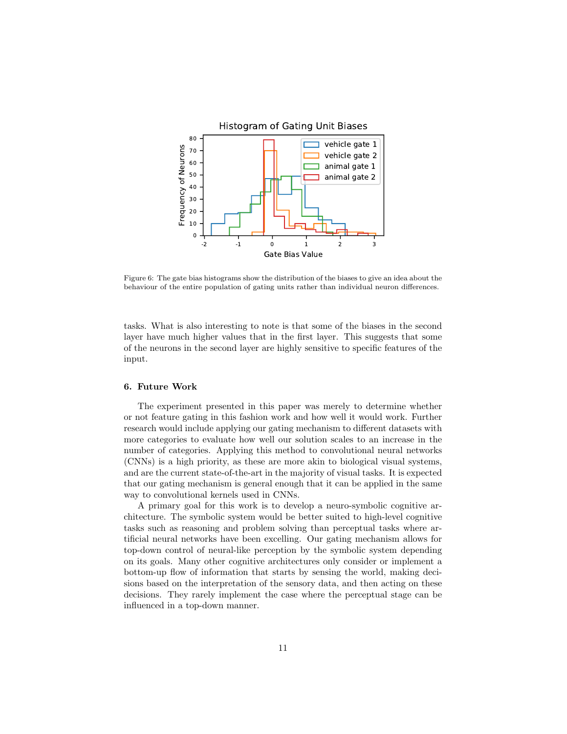Figure 6: The gate bias histograms show the distribution of the biases to give an idea about the behaviour of the entire population of gating units rather than individual neuron differences.

tasks. What is also interesting to note is that some of the biases in the second layer have much higher values that in the first layer. This suggests that some of the neurons in the second layer are highly sensitive to specific features of the input.

## 6. Future Work

The experiment presented in this paper was merely to determine whether or not feature gating in this fashion work and how well it would work. Further research would include applying our gating mechanism to different datasets with more categories to evaluate how well our solution scales to an increase in the number of categories. Applying this method to convolutional neural networks (CNNs) is a high priority, as these are more akin to biological visual systems, and are the current state-of-the-art in the majority of visual tasks. It is expected that our gating mechanism is general enough that it can be applied in the same way to convolutional kernels used in CNNs.

A primary goal for this work is to develop a neuro-symbolic cognitive architecture. The symbolic system would be better suited to high-level cognitive tasks such as reasoning and problem solving than perceptual tasks where artificial neural networks have been excelling. Our gating mechanism allows for top-down control of neural-like perception by the symbolic system depending on its goals. Many other cognitive architectures only consider or implement a bottom-up flow of information that starts by sensing the world, making decisions based on the interpretation of the sensory data, and then acting on these decisions. They rarely implement the case where the perceptual stage can be influenced in a top-down manner.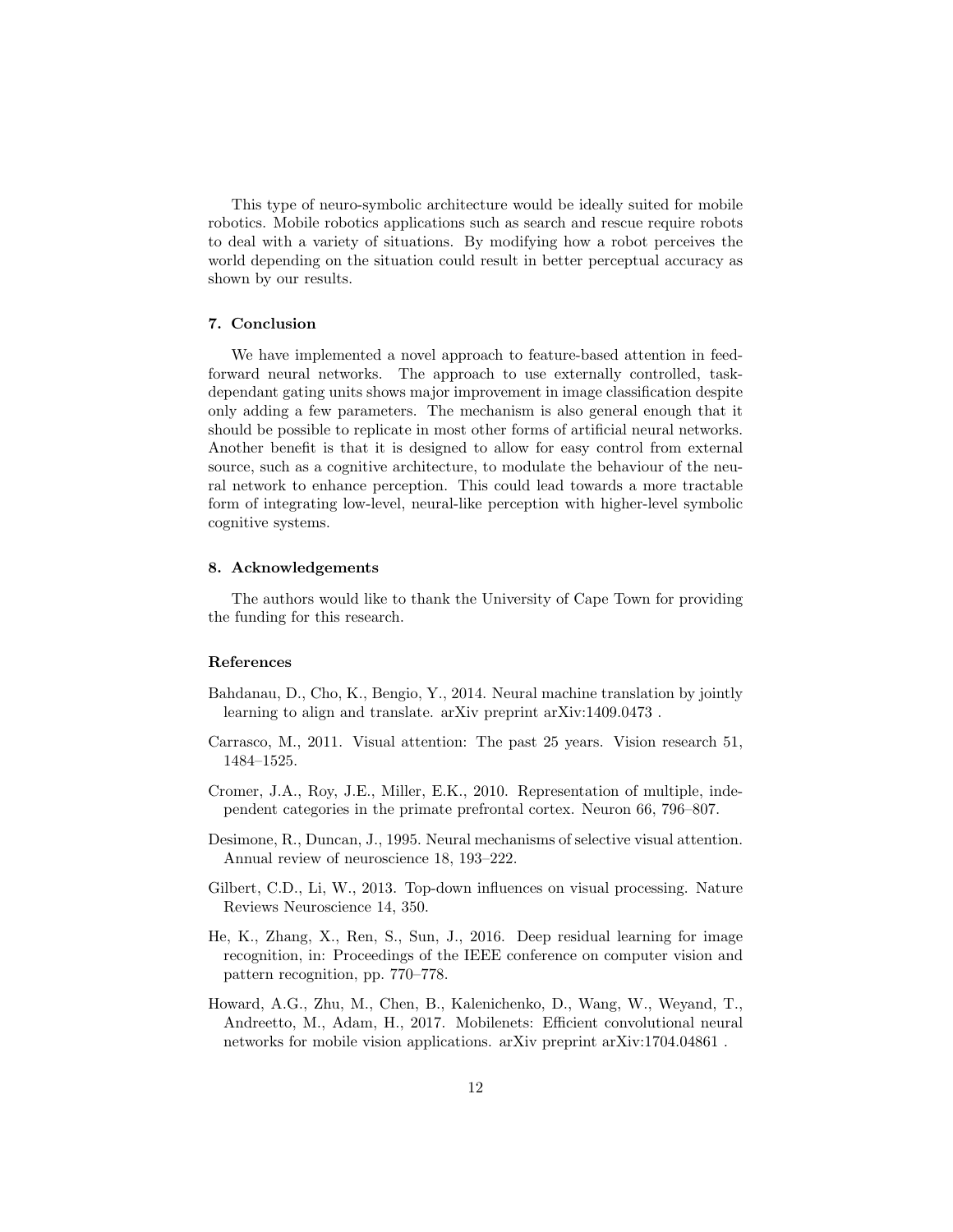This type of neuro-symbolic architecture would be ideally suited for mobile robotics. Mobile robotics applications such as search and rescue require robots to deal with a variety of situations. By modifying how a robot perceives the world depending on the situation could result in better perceptual accuracy as shown by our results.

## 7. Conclusion

We have implemented a novel approach to feature-based attention in feed-forward neural networks. The approach to use externally controlled, task-dependant gating units shows major improvement in image classification despite only adding a few parameters. The mechanism is also general enough that it should be possible to replicate in most other forms of artificial neural networks. Another benefit is that it is designed to allow for easy control from external source, such as a cognitive architecture, to modulate the behaviour of the neural network to enhance perception. This could lead towards a more tractable form of integrating low-level, neural-like perception with higher-level symbolic cognitive systems.

## 8. Acknowledgements

The authors would like to thank the University of Cape Town for providing the funding for this research.

## References

Bahdanau, D., Cho, K., Bengio, Y., 2014. Neural machine translation by jointly learning to align and translate. arXiv preprint arXiv:1409.0473 .

Carrasco, M., 2011. Visual attention: The past 25 years. Vision research 51, 1484–1525.

Cromer, J.A., Roy, J.E., Miller, E.K., 2010. Representation of multiple, independent categories in the primate prefrontal cortex. Neuron 66, 796–807.

Desimone, R., Duncan, J., 1995. Neural mechanisms of selective visual attention. Annual review of neuroscience 18, 193–222.

Gilbert, C.D., Li, W., 2013. Top-down influences on visual processing. Nature Reviews Neuroscience 14, 350.

He, K., Zhang, X., Ren, S., Sun, J., 2016. Deep residual learning for image recognition, in: Proceedings of the IEEE conference on computer vision and pattern recognition, pp. 770–778.

Howard, A.G., Zhu, M., Chen, B., Kalenichenko, D., Wang, W., Weyand, T., Andreetto, M., Adam, H., 2017. Mobilenets: Efficient convolutional neural networks for mobile vision applications. arXiv preprint arXiv:1704.04861 .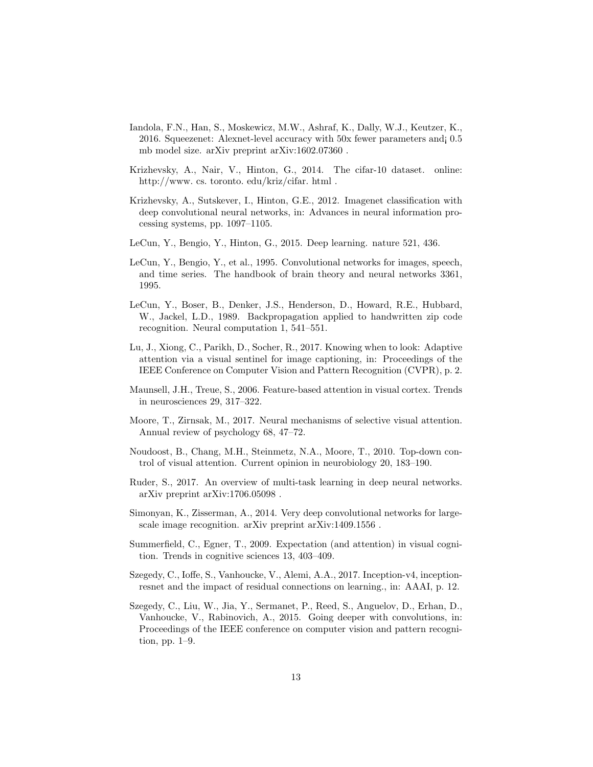Iandola, F.N., Han, S., Moskewicz, M.W., Ashraf, K., Dally, W.J., Keutzer, K., 2016. Squeezenet: Alexnet-level accuracy with 50x fewer parameters and¡ 0.5 mb model size. arXiv preprint arXiv:1602.07360 .

Krizhevsky, A., Nair, V., Hinton, G., 2014. The cifar-10 dataset. online: http://www. cs. toronto. edu/kriz/cifar. html .

Krizhevsky, A., Sutskever, I., Hinton, G.E., 2012. Imagenet classification with deep convolutional neural networks, in: Advances in neural information processing systems, pp. 1097–1105.

LeCun, Y., Bengio, Y., Hinton, G., 2015. Deep learning. nature 521, 436.

LeCun, Y., Bengio, Y., et al., 1995. Convolutional networks for images, speech, and time series. The handbook of brain theory and neural networks 3361, 1995.

LeCun, Y., Boser, B., Denker, J.S., Henderson, D., Howard, R.E., Hubbard, W., Jackel, L.D., 1989. Backpropagation applied to handwritten zip code recognition. Neural computation 1, 541–551.

Lu, J., Xiong, C., Parikh, D., Socher, R., 2017. Knowing when to look: Adaptive attention via a visual sentinel for image captioning, in: Proceedings of the IEEE Conference on Computer Vision and Pattern Recognition (CVPR), p. 2.

Maunsell, J.H., Treue, S., 2006. Feature-based attention in visual cortex. Trends in neurosciences 29, 317–322.

Moore, T., Zirnsak, M., 2017. Neural mechanisms of selective visual attention. Annual review of psychology 68, 47–72.

Noudoost, B., Chang, M.H., Steinmetz, N.A., Moore, T., 2010. Top-down control of visual attention. Current opinion in neurobiology 20, 183–190.

Ruder, S., 2017. An overview of multi-task learning in deep neural networks. arXiv preprint arXiv:1706.05098 .

Simonyan, K., Zisserman, A., 2014. Very deep convolutional networks for large-scale image recognition. arXiv preprint arXiv:1409.1556 .

Summerfield, C., Egner, T., 2009. Expectation (and attention) in visual cognition. Trends in cognitive sciences 13, 403–409.

Szegedy, C., Ioffe, S., Vanhoucke, V., Alemi, A.A., 2017. Inception-v4, inception-resnet and the impact of residual connections on learning., in: AAAI, p. 12.

Szegedy, C., Liu, W., Jia, Y., Sermanet, P., Reed, S., Anguelov, D., Erhan, D., Vanhoucke, V., Rabinovich, A., 2015. Going deeper with convolutions, in: Proceedings of the IEEE conference on computer vision and pattern recognition, pp. 1–9.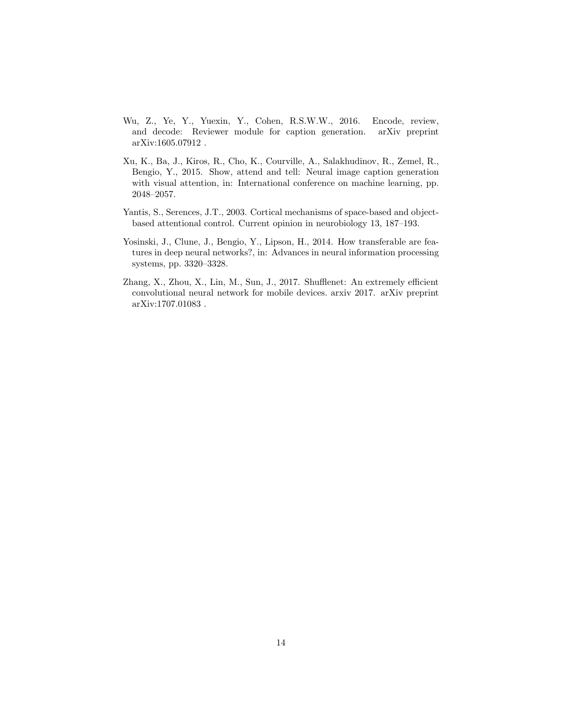Wu, Z., Ye, Y., Yuexin, Y., Cohen, R.S.W.W., 2016. Encode, review, and decode: Reviewer module for caption generation. arXiv preprint arXiv:1605.07912 .

Xu, K., Ba, J., Kiros, R., Cho, K., Courville, A., Salakhudinov, R., Zemel, R., Bengio, Y., 2015. Show, attend and tell: Neural image caption generation with visual attention, in: International conference on machine learning, pp. 2048–2057.

Yantis, S., Serences, J.T., 2003. Cortical mechanisms of space-based and object-based attentional control. Current opinion in neurobiology 13, 187–193.

Yosinski, J., Clune, J., Bengio, Y., Lipson, H., 2014. How transferable are features in deep neural networks?, in: Advances in neural information processing systems, pp. 3320–3328.

Zhang, X., Zhou, X., Lin, M., Sun, J., 2017. Shufflenet: An extremely efficient convolutional neural network for mobile devices. arxiv 2017. arXiv preprint arXiv:1707.01083 .